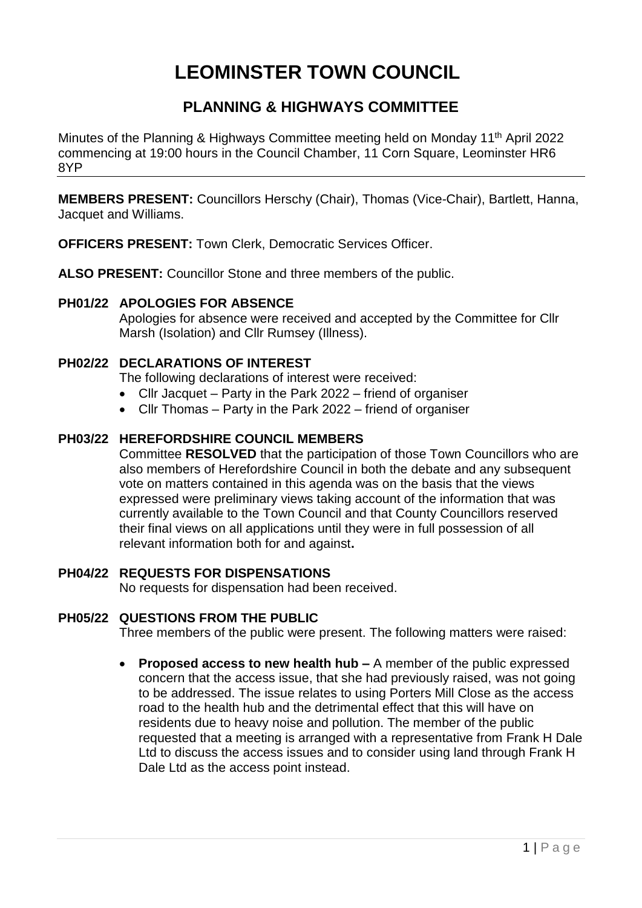# LEOMINSTER TOWN COUNCIL

## PLANNING & HIGHWAYS COMMITTEE

Minutes of the Planning & Highways Committee meeting held on Monday 11th April 2022 commencing at 19:00 hours in the Council Chamber, 11 Corn Square, Leominster HR6 8YP

---

**MEMBERS PRESENT:** Councillors Herschy (Chair), Thomas (Vice-Chair), Bartlett, Hanna, Jacquet and Williams.

**OFFICERS PRESENT:** Town Clerk, Democratic Services Officer.

**ALSO PRESENT:** Councillor Stone and three members of the public.

### PH01/22 APOLOGIES FOR ABSENCE

Apologies for absence were received and accepted by the Committee for Cllr Marsh (Isolation) and Cllr Rumsey (Illness).

### PH02/22 DECLARATIONS OF INTEREST

The following declarations of interest were received:

- Cllr Jacquet – Party in the Park 2022 – friend of organiser
- Cllr Thomas – Party in the Park 2022 – friend of organiser

### PH03/22 HEREFORDSHIRE COUNCIL MEMBERS

Committee **RESOLVED** that the participation of those Town Councillors who are also members of Herefordshire Council in both the debate and any subsequent vote on matters contained in this agenda was on the basis that the views expressed were preliminary views taking account of the information that was currently available to the Town Council and that County Councillors reserved their final views on all applications until they were in full possession of all relevant information both for and against**.**

### PH04/22 REQUESTS FOR DISPENSATIONS

No requests for dispensation had been received.

### PH05/22 QUESTIONS FROM THE PUBLIC

Three members of the public were present. The following matters were raised:

- **Proposed access to new health hub –** A member of the public expressed concern that the access issue, that she had previously raised, was not going to be addressed. The issue relates to using Porters Mill Close as the access road to the health hub and the detrimental effect that this will have on residents due to heavy noise and pollution. The member of the public requested that a meeting is arranged with a representative from Frank H Dale Ltd to discuss the access issues and to consider using land through Frank H Dale Ltd as the access point instead.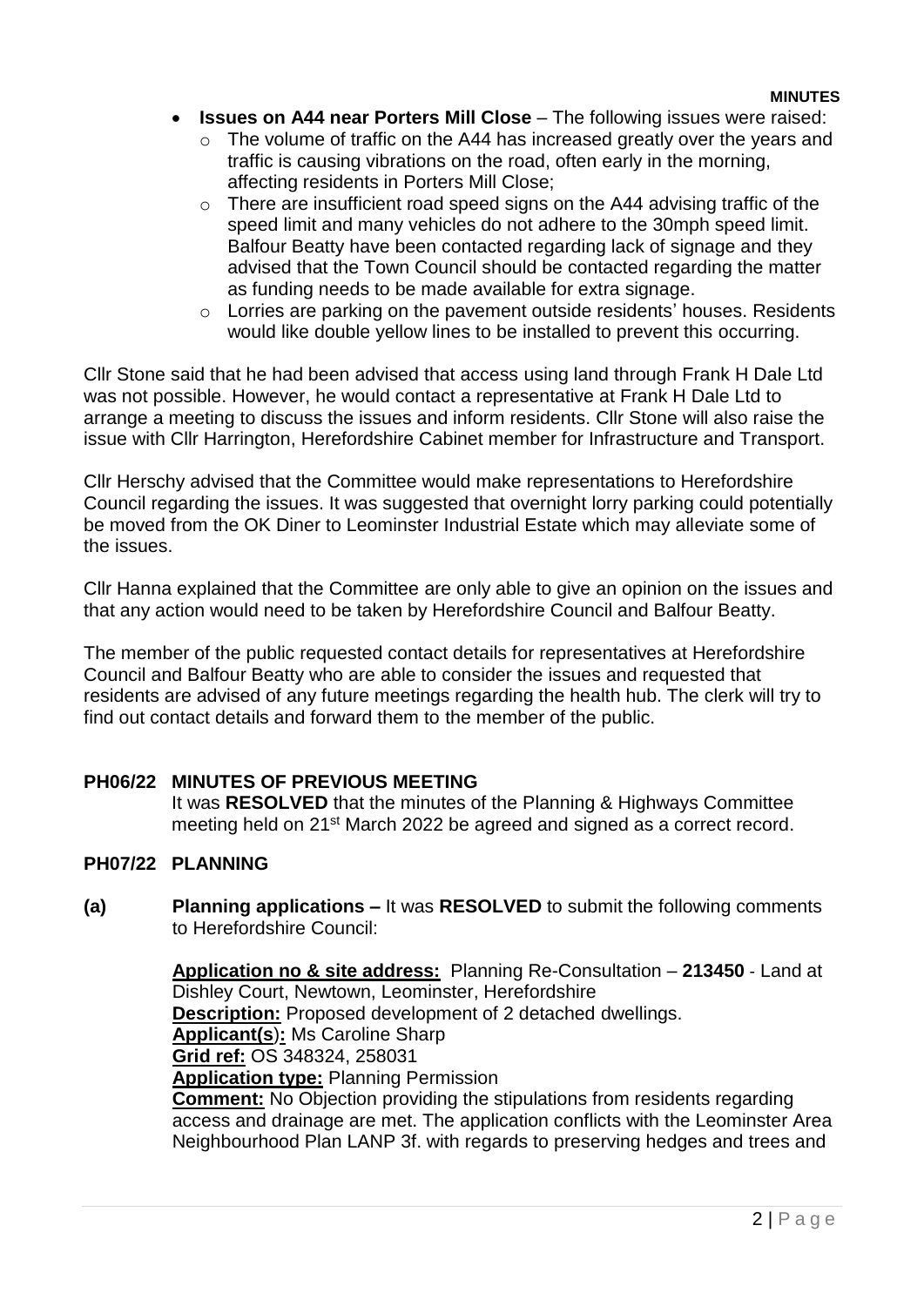- **Issues on A44 near Porters Mill Close** – The following issues were raised:
  - The volume of traffic on the A44 has increased greatly over the years and traffic is causing vibrations on the road, often early in the morning, affecting residents in Porters Mill Close;
  - There are insufficient road speed signs on the A44 advising traffic of the speed limit and many vehicles do not adhere to the 30mph speed limit. Balfour Beatty have been contacted regarding lack of signage and they advised that the Town Council should be contacted regarding the matter as funding needs to be made available for extra signage.
  - Lorries are parking on the pavement outside residents' houses. Residents would like double yellow lines to be installed to prevent this occurring.

Cllr Stone said that he had been advised that access using land through Frank H Dale Ltd was not possible. However, he would contact a representative at Frank H Dale Ltd to arrange a meeting to discuss the issues and inform residents. Cllr Stone will also raise the issue with Cllr Harrington, Herefordshire Cabinet member for Infrastructure and Transport.

Cllr Herschy advised that the Committee would make representations to Herefordshire Council regarding the issues. It was suggested that overnight lorry parking could potentially be moved from the OK Diner to Leominster Industrial Estate which may alleviate some of the issues.

Cllr Hanna explained that the Committee are only able to give an opinion on the issues and that any action would need to be taken by Herefordshire Council and Balfour Beatty.

The member of the public requested contact details for representatives at Herefordshire Council and Balfour Beatty who are able to consider the issues and requested that residents are advised of any future meetings regarding the health hub. The clerk will try to find out contact details and forward them to the member of the public.

**PH06/22 MINUTES OF PREVIOUS MEETING**

It was **RESOLVED** that the minutes of the Planning & Highways Committee meeting held on 21st March 2022 be agreed and signed as a correct record.

**PH07/22 PLANNING**

**(a) Planning applications –** It was **RESOLVED** to submit the following comments to Herefordshire Council:

**Application no & site address:** Planning Re-Consultation – **213450** - Land at Dishley Court, Newtown, Leominster, Herefordshire
**Description:** Proposed development of 2 detached dwellings.
**Applicant(s):** Ms Caroline Sharp
**Grid ref:** OS 348324, 258031
**Application type:** Planning Permission
**Comment:** No Objection providing the stipulations from residents regarding access and drainage are met. The application conflicts with the Leominster Area Neighbourhood Plan LANP 3f. with regards to preserving hedges and trees and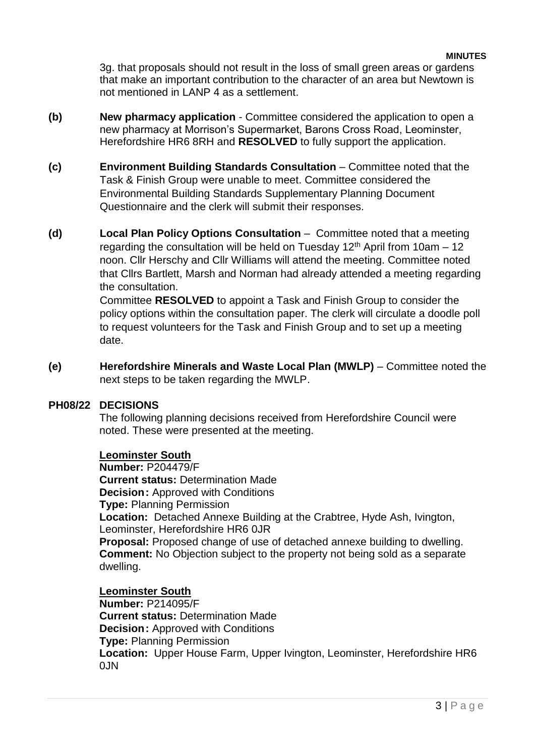3g. that proposals should not result in the loss of small green areas or gardens that make an important contribution to the character of an area but Newtown is not mentioned in LANP 4 as a settlement.

**(b)** **New pharmacy application** - Committee considered the application to open a new pharmacy at Morrison's Supermarket, Barons Cross Road, Leominster, Herefordshire HR6 8RH and **RESOLVED** to fully support the application.

**(c)** **Environment Building Standards Consultation** – Committee noted that the Task & Finish Group were unable to meet. Committee considered the Environmental Building Standards Supplementary Planning Document Questionnaire and the clerk will submit their responses.

**(d)** **Local Plan Policy Options Consultation** – Committee noted that a meeting regarding the consultation will be held on Tuesday 12th April from 10am – 12 noon. Cllr Herschy and Cllr Williams will attend the meeting. Committee noted that Cllrs Bartlett, Marsh and Norman had already attended a meeting regarding the consultation.

Committee **RESOLVED** to appoint a Task and Finish Group to consider the policy options within the consultation paper. The clerk will circulate a doodle poll to request volunteers for the Task and Finish Group and to set up a meeting date.

**(e)** **Herefordshire Minerals and Waste Local Plan (MWLP)** – Committee noted the next steps to be taken regarding the MWLP.

## PH08/22 DECISIONS

The following planning decisions received from Herefordshire Council were noted. These were presented at the meeting.

**Leominster South**
**Number:** P204479/F
**Current status:** Determination Made
**Decision:** Approved with Conditions
**Type:** Planning Permission
**Location:** Detached Annexe Building at the Crabtree, Hyde Ash, Ivington, Leominster, Herefordshire HR6 0JR
**Proposal:** Proposed change of use of detached annexe building to dwelling.
**Comment:** No Objection subject to the property not being sold as a separate dwelling.

**Leominster South**
**Number:** P214095/F
**Current status:** Determination Made
**Decision:** Approved with Conditions
**Type:** Planning Permission
**Location:** Upper House Farm, Upper Ivington, Leominster, Herefordshire HR6 0JN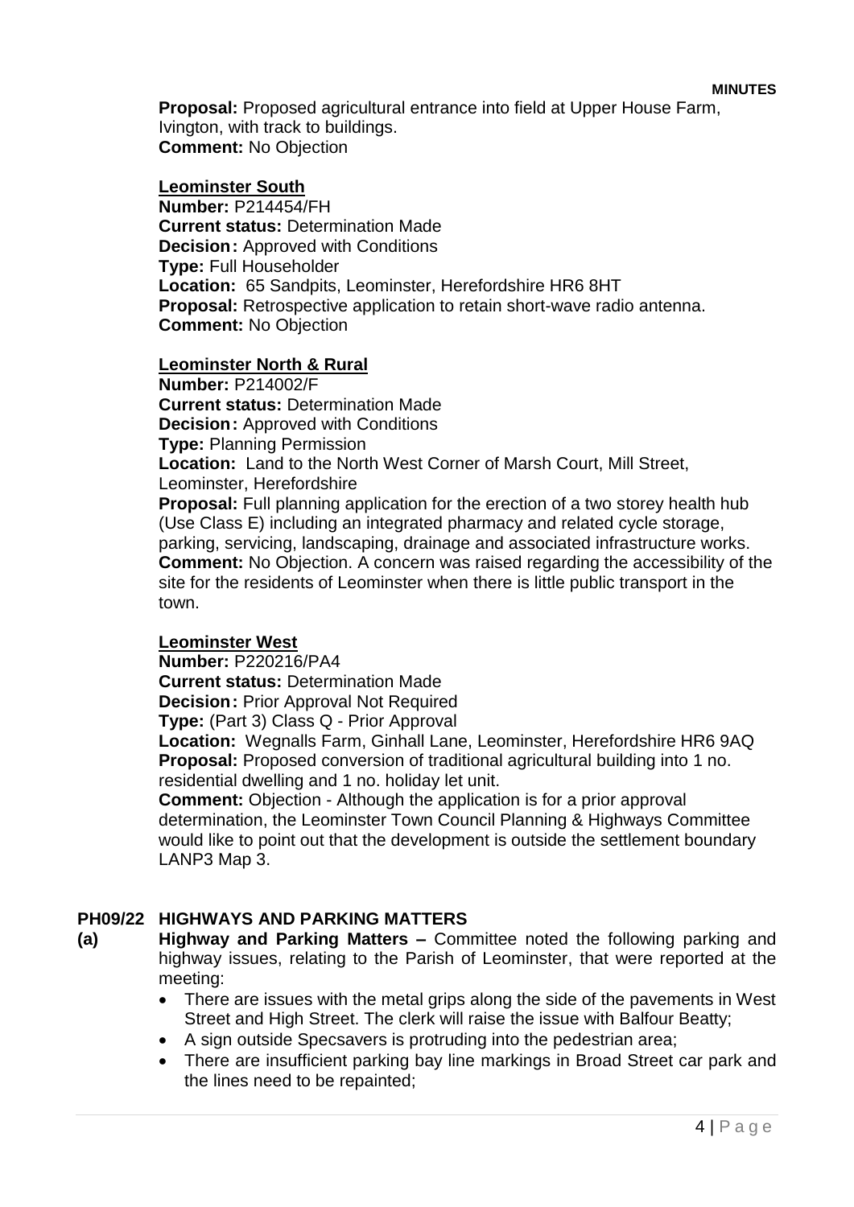**Proposal:** Proposed agricultural entrance into field at Upper House Farm, Ivington, with track to buildings.
**Comment:** No Objection

**Leominster South**

**Number:** P214454/FH
**Current status:** Determination Made
**Decision:** Approved with Conditions
**Type:** Full Householder
**Location:** 65 Sandpits, Leominster, Herefordshire HR6 8HT
**Proposal:** Retrospective application to retain short-wave radio antenna.
**Comment:** No Objection

**Leominster North & Rural**

**Number:** P214002/F
**Current status:** Determination Made
**Decision:** Approved with Conditions
**Type:** Planning Permission
**Location:** Land to the North West Corner of Marsh Court, Mill Street, Leominster, Herefordshire
**Proposal:** Full planning application for the erection of a two storey health hub (Use Class E) including an integrated pharmacy and related cycle storage, parking, servicing, landscaping, drainage and associated infrastructure works.
**Comment:** No Objection. A concern was raised regarding the accessibility of the site for the residents of Leominster when there is little public transport in the town.

**Leominster West**

**Number:** P220216/PA4
**Current status:** Determination Made
**Decision:** Prior Approval Not Required
**Type:** (Part 3) Class Q - Prior Approval
**Location:** Wegnalls Farm, Ginhall Lane, Leominster, Herefordshire HR6 9AQ
**Proposal:** Proposed conversion of traditional agricultural building into 1 no. residential dwelling and 1 no. holiday let unit.
**Comment:** Objection - Although the application is for a prior approval determination, the Leominster Town Council Planning & Highways Committee would like to point out that the development is outside the settlement boundary LANP3 Map 3.

## PH09/22 HIGHWAYS AND PARKING MATTERS

**(a)** **Highway and Parking Matters –** Committee noted the following parking and highway issues, relating to the Parish of Leominster, that were reported at the meeting:

- There are issues with the metal grips along the side of the pavements in West Street and High Street. The clerk will raise the issue with Balfour Beatty;
- A sign outside Specsavers is protruding into the pedestrian area;
- There are insufficient parking bay line markings in Broad Street car park and the lines need to be repainted;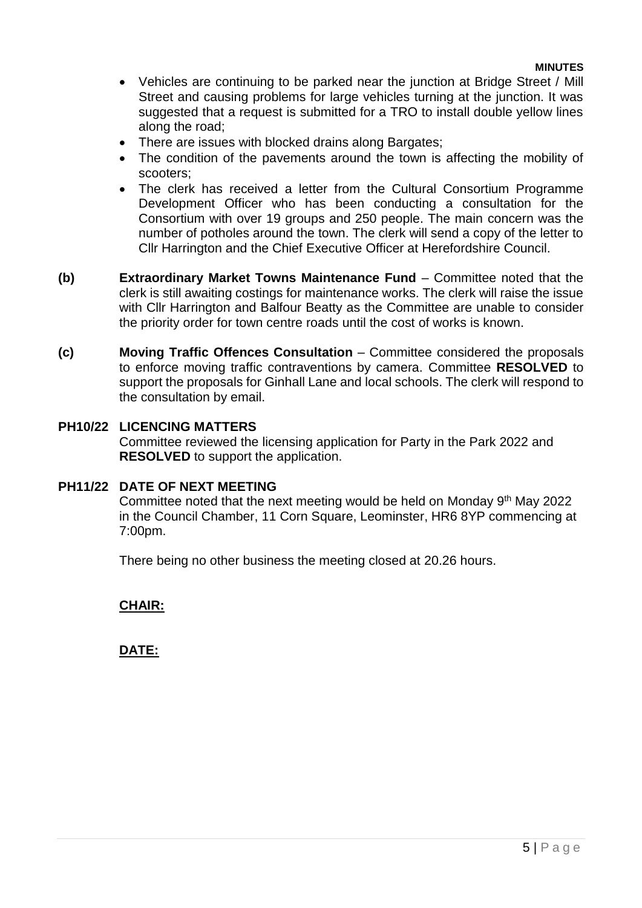- Vehicles are continuing to be parked near the junction at Bridge Street / Mill Street and causing problems for large vehicles turning at the junction. It was suggested that a request is submitted for a TRO to install double yellow lines along the road;
- There are issues with blocked drains along Bargates;
- The condition of the pavements around the town is affecting the mobility of scooters;
- The clerk has received a letter from the Cultural Consortium Programme Development Officer who has been conducting a consultation for the Consortium with over 19 groups and 250 people. The main concern was the number of potholes around the town. The clerk will send a copy of the letter to Cllr Harrington and the Chief Executive Officer at Herefordshire Council.

**(b)** **Extraordinary Market Towns Maintenance Fund** – Committee noted that the clerk is still awaiting costings for maintenance works. The clerk will raise the issue with Cllr Harrington and Balfour Beatty as the Committee are unable to consider the priority order for town centre roads until the cost of works is known.

**(c)** **Moving Traffic Offences Consultation** – Committee considered the proposals to enforce moving traffic contraventions by camera. Committee **RESOLVED** to support the proposals for Ginhall Lane and local schools. The clerk will respond to the consultation by email.

**PH10/22 LICENCING MATTERS**

Committee reviewed the licensing application for Party in the Park 2022 and **RESOLVED** to support the application.

**PH11/22 DATE OF NEXT MEETING**

Committee noted that the next meeting would be held on Monday 9th May 2022 in the Council Chamber, 11 Corn Square, Leominster, HR6 8YP commencing at 7:00pm.

There being no other business the meeting closed at 20.26 hours.

**CHAIR:**

**DATE:**